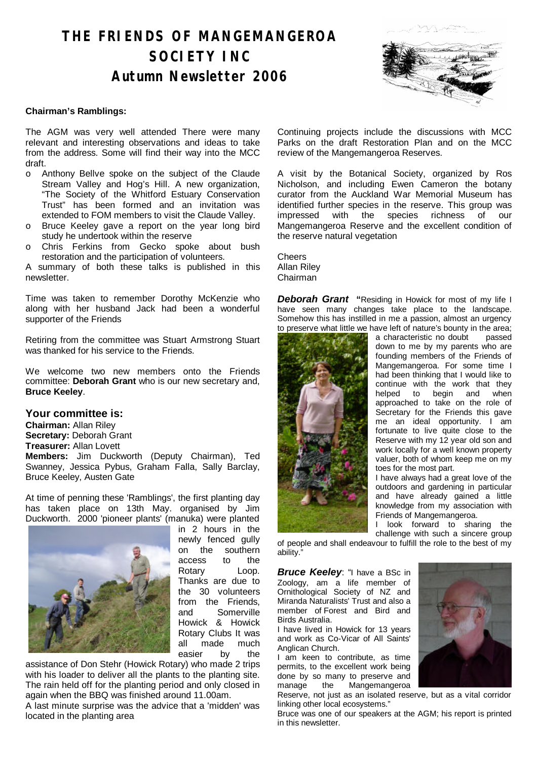# THE FRIENDS OF MANGEMANGEROA SOCIETY INC
# Autumn Newsletter 2006

**Chairman's Ramblings:**

The AGM was very well attended There were many relevant and interesting observations and ideas to take from the address. Some will find their way into the MCC draft.

- Anthony Bellve spoke on the subject of the Claude Stream Valley and Hog's Hill. A new organization, "The Society of the Whitford Estuary Conservation Trust" has been formed and an invitation was extended to FOM members to visit the Claude Valley.
- Bruce Keeley gave a report on the year long bird study he undertook within the reserve
- Chris Ferkins from Gecko spoke about bush restoration and the participation of volunteers.

A summary of both these talks is published in this newsletter.

Time was taken to remember Dorothy McKenzie who along with her husband Jack had been a wonderful supporter of the Friends

Retiring from the committee was Stuart Armstrong Stuart was thanked for his service to the Friends.

We welcome two new members onto the Friends committee: **Deborah Grant** who is our new secretary and, **Bruce Keeley**.

## Your committee is:

**Chairman:** Allan Riley
**Secretary:** Deborah Grant
**Treasurer:** Allan Lovett
**Members:** Jim Duckworth (Deputy Chairman), Ted Swanney, Jessica Pybus, Graham Falla, Sally Barclay, Bruce Keeley, Austen Gate

At time of penning these 'Ramblings', the first planting day has taken place on 13th May. organised by Jim Duckworth. 2000 'pioneer plants' (manuka) were planted in 2 hours in the newly fenced gully on the southern access to the Rotary Loop. Thanks are due to the 30 volunteers from the Friends, and Somerville Howick & Howick Rotary Clubs It was all made much easier by the assistance of Don Stehr (Howick Rotary) who made 2 trips with his loader to deliver all the plants to the planting site. The rain held off for the planting period and only closed in again when the BBQ was finished around 11.00am.

A last minute surprise was the advice that a 'midden' was located in the planting area

Continuing projects include the discussions with MCC Parks on the draft Restoration Plan and on the MCC review of the Mangemangeroa Reserves.

A visit by the Botanical Society, organized by Ros Nicholson, and including Ewen Cameron the botany curator from the Auckland War Memorial Museum has identified further species in the reserve. This group was impressed with the species richness of our Mangemangeroa Reserve and the excellent condition of the reserve natural vegetation

Cheers
Allan Riley
Chairman

***Deborah Grant*** "Residing in Howick for most of my life I have seen many changes take place to the landscape. Somehow this has instilled in me a passion, almost an urgency to preserve what little we have left of nature's bounty in the area; a characteristic no doubt passed down to me by my parents who are founding members of the Friends of Mangemangeroa. For some time I had been thinking that I would like to continue with the work that they helped to begin and when approached to take on the role of Secretary for the Friends this gave me an ideal opportunity. I am fortunate to live quite close to the Reserve with my 12 year old son and work locally for a well known property valuer, both of whom keep me on my toes for the most part.

I have always had a great love of the outdoors and gardening in particular and have already gained a little knowledge from my association with Friends of Mangemangeroa.

I look forward to sharing the challenge with such a sincere group of people and shall endeavour to fulfill the role to the best of my ability."

***Bruce Keeley***: "I have a BSc in Zoology, am a life member of Ornithological Society of NZ and Miranda Naturalists' Trust and also a member of Forest and Bird and Birds Australia.

I have lived in Howick for 13 years and work as Co-Vicar of All Saints' Anglican Church.

I am keen to contribute, as time permits, to the excellent work being done by so many to preserve and manage the Mangemangeroa Reserve, not just as an isolated reserve, but as a vital corridor linking other local ecosystems."

Bruce was one of our speakers at the AGM; his report is printed in this newsletter.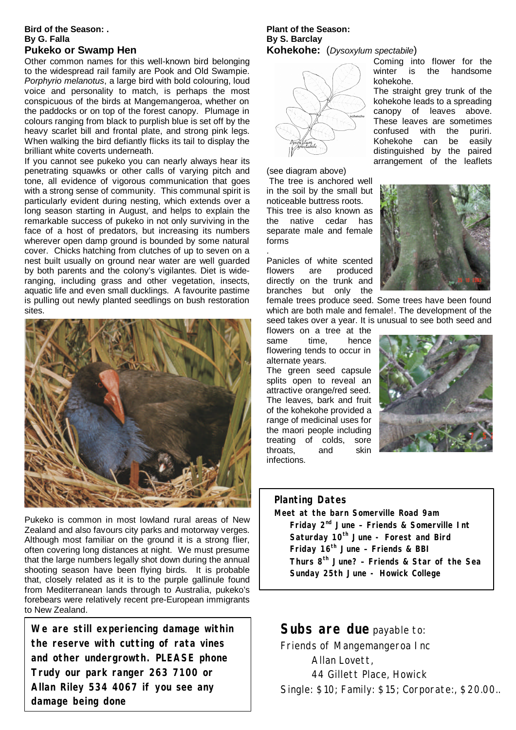**Bird of the Season: .**
**By G. Falla**

## Pukeko or Swamp Hen

Other common names for this well-known bird belonging to the widespread rail family are Pook and Old Swampie. *Porphyrio melanotus*, a large bird with bold colouring, loud voice and personality to match, is perhaps the most conspicuous of the birds at Mangemangeroa, whether on the paddocks or on top of the forest canopy. Plumage in colours ranging from black to purplish blue is set off by the heavy scarlet bill and frontal plate, and strong pink legs. When walking the bird defiantly flicks its tail to display the brilliant white coverts underneath.

If you cannot see pukeko you can nearly always hear its penetrating squawks or other calls of varying pitch and tone, all evidence of vigorous communication that goes with a strong sense of community. This communal spirit is particularly evident during nesting, which extends over a long season starting in August, and helps to explain the remarkable success of pukeko in not only surviving in the face of a host of predators, but increasing its numbers wherever open damp ground is bounded by some natural cover. Chicks hatching from clutches of up to seven on a nest built usually on ground near water are well guarded by both parents and the colony's vigilantes. Diet is wide-ranging, including grass and other vegetation, insects, aquatic life and even small ducklings. A favourite pastime is pulling out newly planted seedlings on bush restoration sites.

Pukeko is common in most lowland rural areas of New Zealand and also favours city parks and motorway verges. Although most familiar on the ground it is a strong flier, often covering long distances at night. We must presume that the large numbers legally shot down during the annual shooting season have been flying birds. It is probable that, closely related as it is to the purple gallinule found from Mediterranean lands through to Australia, pukeko's forebears were relatively recent pre-European immigrants to New Zealand.

**We are still experiencing damage within the reserve with cutting of rata vines and other undergrowth. PLEASE phone Trudy our park ranger 263 7100 or Allan Riley 534 4067 if you see any damage being done**

**Plant of the Season:**
**By S. Barclay**

## Kohekohe: (*Dysoxylum spectabile*)

Coming into flower for the winter is the handsome kohekohe.

The straight grey trunk of the kohekohe leads to a spreading canopy of leaves above. These leaves are sometimes confused with the puriri. Kohekohe can be easily distinguished by the paired arrangement of the leaflets (see diagram above)

The tree is anchored well in the soil by the small but noticeable buttress roots.

This tree is also known as the native cedar has separate male and female forms

.

Panicles of white scented flowers are produced directly on the trunk and branches but only the female trees produce seed. Some trees have been found which are both male and female!. The development of the seed takes over a year. It is unusual to see both seed and flowers on a tree at the same time, hence flowering tends to occur in alternate years.

The green seed capsule splits open to reveal an attractive orange/red seed. The leaves, bark and fruit of the kohekohe provided a range of medicinal uses for the maori people including treating of colds, sore throats, and skin infections.

### Planting Dates

**Meet at the barn Somerville Road 9am**

- **Friday 2nd June – Friends & Somerville Int**
- **Saturday 10th June - Forest and Bird**
- **Friday 16th June – Friends & BBI**
- **Thurs 8th June? – Friends & Star of the Sea**
- **Sunday 25th June - Howick College**

**Subs are due** payable to:

Friends of Mangemangeroa Inc

Allan Lovett,

44 Gillett Place, Howick

Single: $10; Family: $15; Corporate:, $20.00..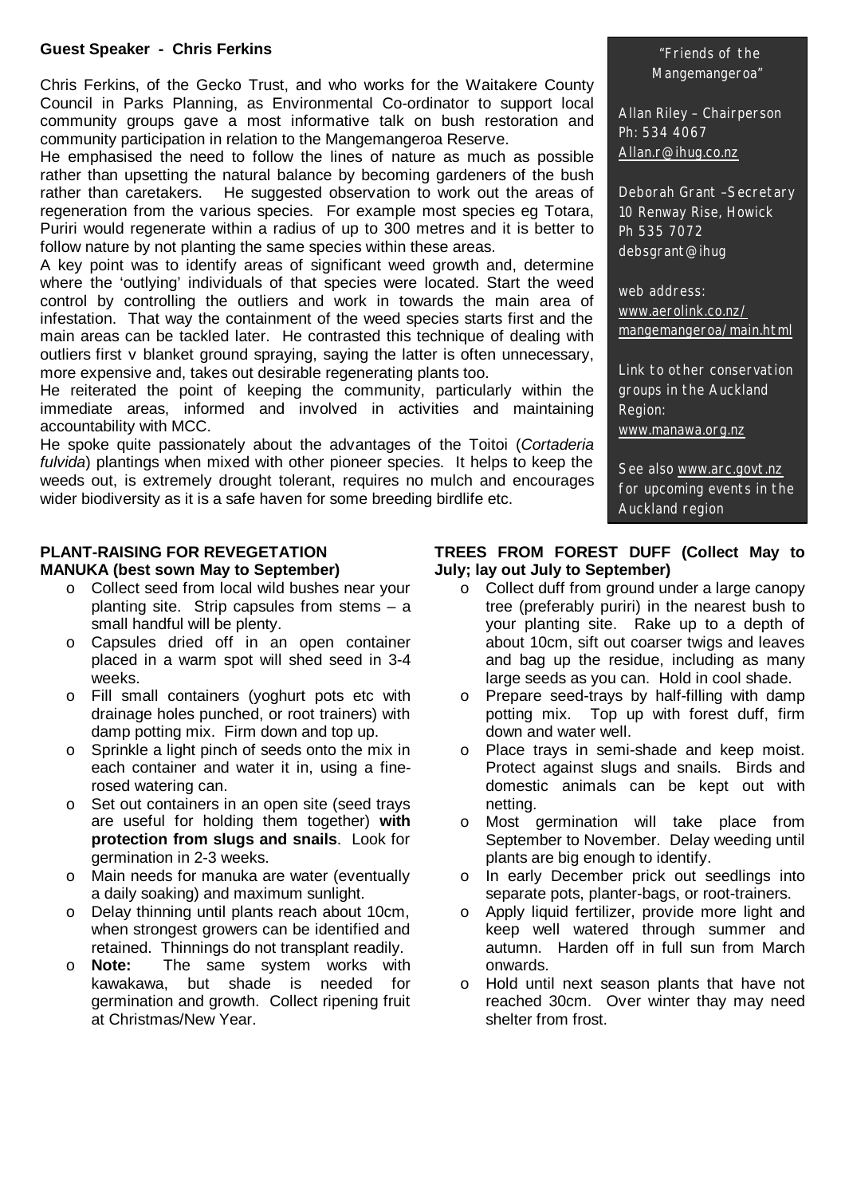## Guest Speaker - Chris Ferkins

Chris Ferkins, of the Gecko Trust, and who works for the Waitakere County Council in Parks Planning, as Environmental Co-ordinator to support local community groups gave a most informative talk on bush restoration and community participation in relation to the Mangemangeroa Reserve.

He emphasised the need to follow the lines of nature as much as possible rather than upsetting the natural balance by becoming gardeners of the bush rather than caretakers. He suggested observation to work out the areas of regeneration from the various species. For example most species eg Totara, Puriri would regenerate within a radius of up to 300 metres and it is better to follow nature by not planting the same species within these areas.

A key point was to identify areas of significant weed growth and, determine where the 'outlying' individuals of that species were located. Start the weed control by controlling the outliers and work in towards the main area of infestation. That way the containment of the weed species starts first and the main areas can be tackled later. He contrasted this technique of dealing with outliers first v blanket ground spraying, saying the latter is often unnecessary, more expensive and, takes out desirable regenerating plants too.

He reiterated the point of keeping the community, particularly within the immediate areas, informed and involved in activities and maintaining accountability with MCC.

He spoke quite passionately about the advantages of the Toitoi (*Cortaderia fulvida*) plantings when mixed with other pioneer species. It helps to keep the weeds out, is extremely drought tolerant, requires no mulch and encourages wider biodiversity as it is a safe haven for some breeding birdlife etc.

"Friends of the Mangemangeroa"

Allan Riley – Chairperson
Ph: 534 4067
Allan.r@ihug.co.nz

Deborah Grant –Secretary
10 Renway Rise, Howick
Ph 535 7072
debsgrant@ihug

web address:
www.aerolink.co.nz/mangemangeroa/main.html

Link to other conservation groups in the Auckland Region:
www.manawa.org.nz

See also www.arc.govt.nz for upcoming events in the Auckland region

## PLANT-RAISING FOR REVEGETATION

### MANUKA (best sown May to September)

- Collect seed from local wild bushes near your planting site. Strip capsules from stems – a small handful will be plenty.
- Capsules dried off in an open container placed in a warm spot will shed seed in 3-4 weeks.
- Fill small containers (yoghurt pots etc with drainage holes punched, or root trainers) with damp potting mix. Firm down and top up.
- Sprinkle a light pinch of seeds onto the mix in each container and water it in, using a fine-rosed watering can.
- Set out containers in an open site (seed trays are useful for holding them together) **with protection from slugs and snails**. Look for germination in 2-3 weeks.
- Main needs for manuka are water (eventually a daily soaking) and maximum sunlight.
- Delay thinning until plants reach about 10cm, when strongest growers can be identified and retained. Thinnings do not transplant readily.
- **Note:** The same system works with kawakawa, but shade is needed for germination and growth. Collect ripening fruit at Christmas/New Year.

### TREES FROM FOREST DUFF (Collect May to July; lay out July to September)

- Collect duff from ground under a large canopy tree (preferably puriri) in the nearest bush to your planting site. Rake up to a depth of about 10cm, sift out coarser twigs and leaves and bag up the residue, including as many large seeds as you can. Hold in cool shade.
- Prepare seed-trays by half-filling with damp potting mix. Top up with forest duff, firm down and water well.
- Place trays in semi-shade and keep moist. Protect against slugs and snails. Birds and domestic animals can be kept out with netting.
- Most germination will take place from September to November. Delay weeding until plants are big enough to identify.
- In early December prick out seedlings into separate pots, planter-bags, or root-trainers.
- Apply liquid fertilizer, provide more light and keep well watered through summer and autumn. Harden off in full sun from March onwards.
- Hold until next season plants that have not reached 30cm. Over winter thay may need shelter from frost.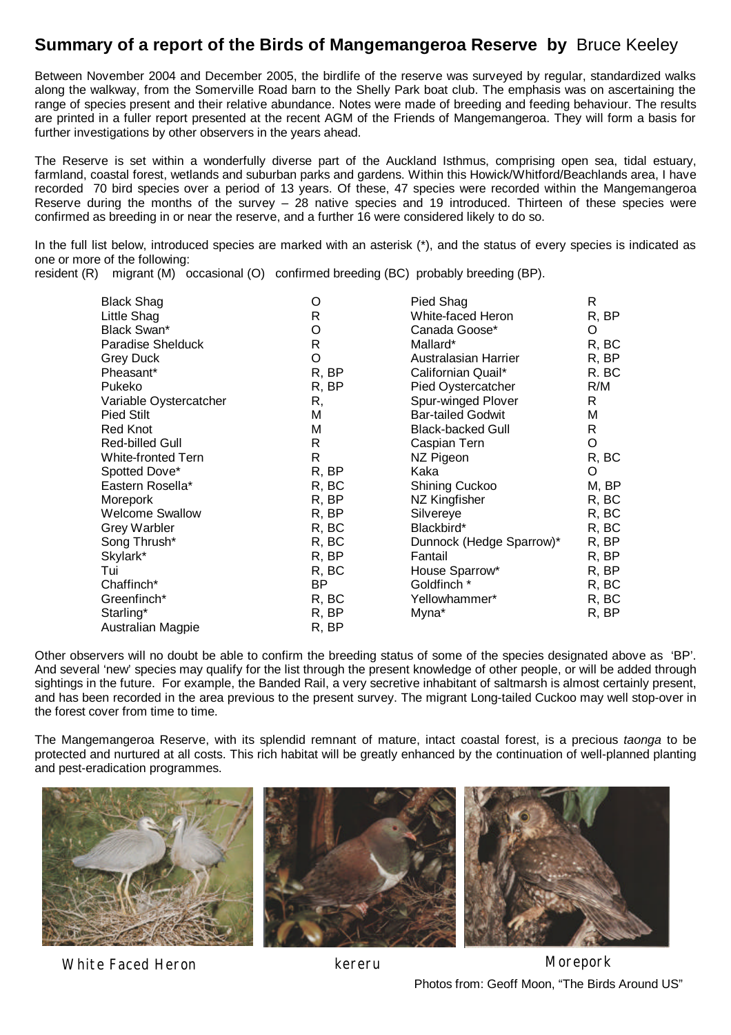## **Summary of a report of the Birds of Mangemangeroa Reserve by** Bruce Keeley

Between November 2004 and December 2005, the birdlife of the reserve was surveyed by regular, standardized walks along the walkway, from the Somerville Road barn to the Shelly Park boat club. The emphasis was on ascertaining the range of species present and their relative abundance. Notes were made of breeding and feeding behaviour. The results are printed in a fuller report presented at the recent AGM of the Friends of Mangemangeroa. They will form a basis for further investigations by other observers in the years ahead.

The Reserve is set within a wonderfully diverse part of the Auckland Isthmus, comprising open sea, tidal estuary, farmland, coastal forest, wetlands and suburban parks and gardens. Within this Howick/Whitford/Beachlands area, I have recorded 70 bird species over a period of 13 years. Of these, 47 species were recorded within the Mangemangeroa Reserve during the months of the survey – 28 native species and 19 introduced. Thirteen of these species were confirmed as breeding in or near the reserve, and a further 16 were considered likely to do so.

In the full list below, introduced species are marked with an asterisk (*), and the status of every species is indicated as one or more of the following:
resident (R) migrant (M) occasional (O) confirmed breeding (BC) probably breeding (BP).

| | | | |
|---|---|---|---|
| Black Shag | O | Pied Shag | R |
| Little Shag | R | White-faced Heron | R, BP |
| Black Swan* | O | Canada Goose* | O |
| Paradise Shelduck | R | Mallard* | R, BC |
| Grey Duck | O | Australasian Harrier | R, BP |
| Pheasant* | R, BP | Californian Quail* | R. BC |
| Pukeko | R, BP | Pied Oystercatcher | R/M |
| Variable Oystercatcher | R, | Spur-winged Plover | R |
| Pied Stilt | M | Bar-tailed Godwit | M |
| Red Knot | M | Black-backed Gull | R |
| Red-billed Gull | R | Caspian Tern | O |
| White-fronted Tern | R | NZ Pigeon | R, BC |
| Spotted Dove* | R, BP | Kaka | O |
| Eastern Rosella* | R, BC | Shining Cuckoo | M, BP |
| Morepork | R, BP | NZ Kingfisher | R, BC |
| Welcome Swallow | R, BP | Silvereye | R, BC |
| Grey Warbler | R, BC | Blackbird* | R, BC |
| Song Thrush* | R, BC | Dunnock (Hedge Sparrow)* | R, BP |
| Skylark* | R, BP | Fantail | R, BP |
| Tui | R, BC | House Sparrow* | R, BP |
| Chaffinch* | BP | Goldfinch * | R, BC |
| Greenfinch* | R, BC | Yellowhammer* | R, BC |
| Starling* | R, BP | Myna* | R, BP |
| Australian Magpie | R, BP | | |

Other observers will no doubt be able to confirm the breeding status of some of the species designated above as 'BP'. And several 'new' species may qualify for the list through the present knowledge of other people, or will be added through sightings in the future. For example, the Banded Rail, a very secretive inhabitant of saltmarsh is almost certainly present, and has been recorded in the area previous to the present survey. The migrant Long-tailed Cuckoo may well stop-over in the forest cover from time to time.

The Mangemangeroa Reserve, with its splendid remnant of mature, intact coastal forest, is a precious *taonga* to be protected and nurtured at all costs. This rich habitat will be greatly enhanced by the continuation of well-planned planting and pest-eradication programmes.

White Faced Heron

kereru

Morepork

Photos from: Geoff Moon, "The Birds Around US"